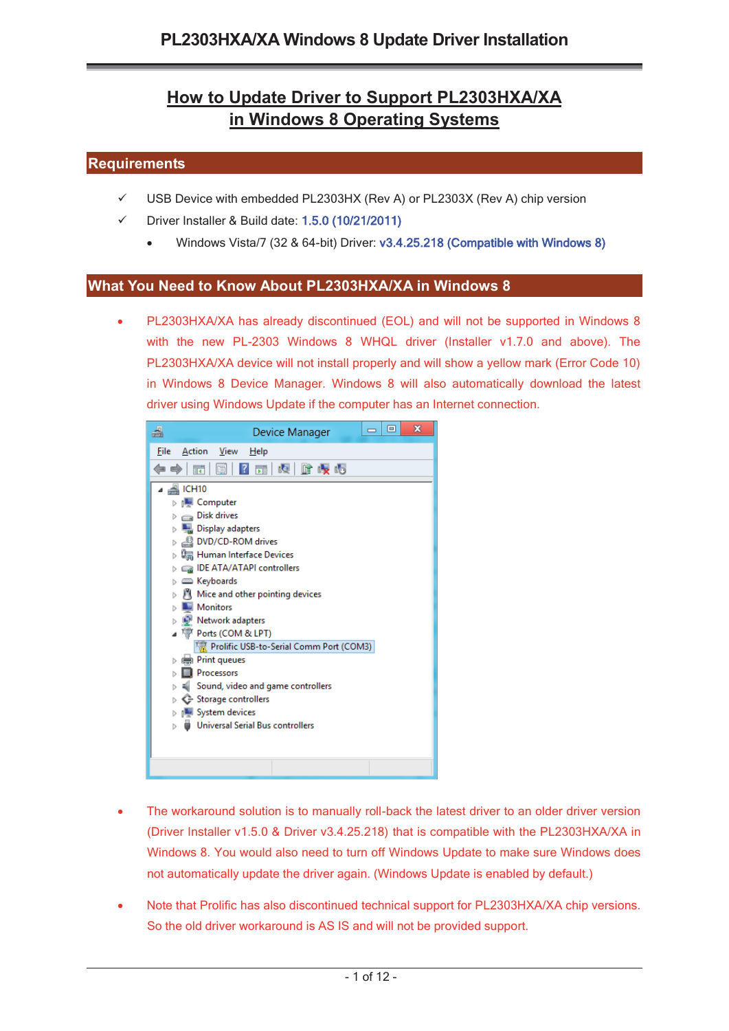# How to Update Driver to Support PL2303HXA/XA in Windows 8 Operating Systems

## Requirements

- ✓ USB Device with embedded PL2303HX (Rev A) or PL2303X (Rev A) chip version
- ✓ Driver Installer & Build date: 1.5.0 (10/21/2011)
  - Windows Vista/7 (32 & 64-bit) Driver: v3.4.25.218 (Compatible with Windows 8)

## What You Need to Know About PL2303HXA/XA in Windows 8

- PL2303HXA/XA has already discontinued (EOL) and will not be supported in Windows 8 with the new PL-2303 Windows 8 WHQL driver (Installer v1.7.0 and above). The PL2303HXA/XA device will not install properly and will show a yellow mark (Error Code 10) in Windows 8 Device Manager. Windows 8 will also automatically download the latest driver using Windows Update if the computer has an Internet connection.

- The workaround solution is to manually roll-back the latest driver to an older driver version (Driver Installer v1.5.0 & Driver v3.4.25.218) that is compatible with the PL2303HXA/XA in Windows 8. You would also need to turn off Windows Update to make sure Windows does not automatically update the driver again. (Windows Update is enabled by default.)

- Note that Prolific has also discontinued technical support for PL2303HXA/XA chip versions. So the old driver workaround is AS IS and will not be provided support.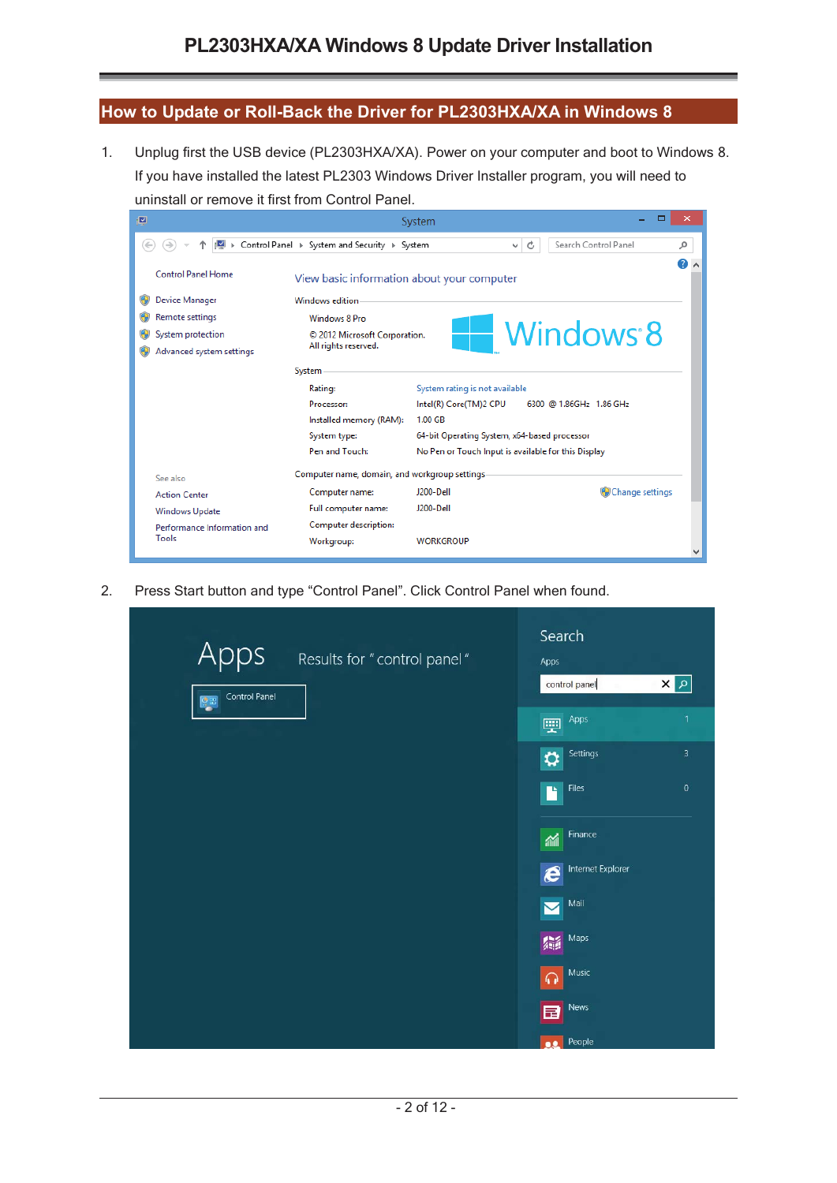## How to Update or Roll-Back the Driver for PL2303HXA/XA in Windows 8

1. Unplug first the USB device (PL2303HXA/XA). Power on your computer and boot to Windows 8. If you have installed the latest PL2303 Windows Driver Installer program, you will need to uninstall or remove it first from Control Panel.

2. Press Start button and type “Control Panel”. Click Control Panel when found.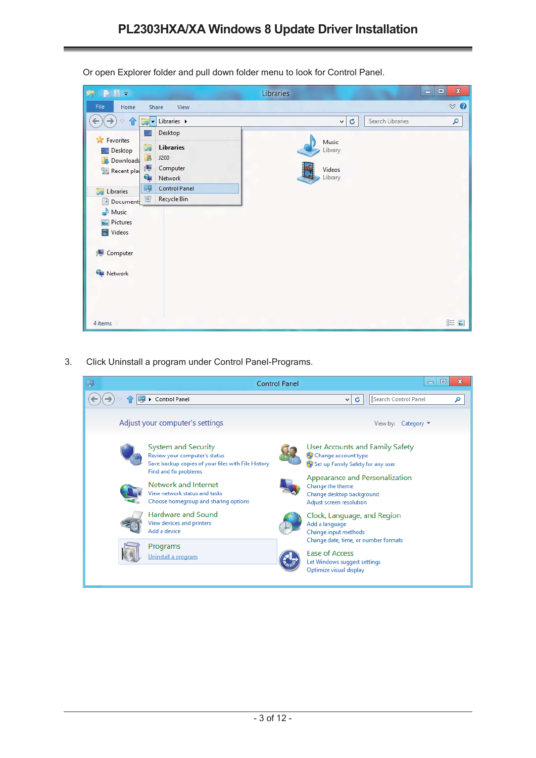Or open Explorer folder and pull down folder menu to look for Control Panel.

3. Click Uninstall a program under Control Panel-Programs.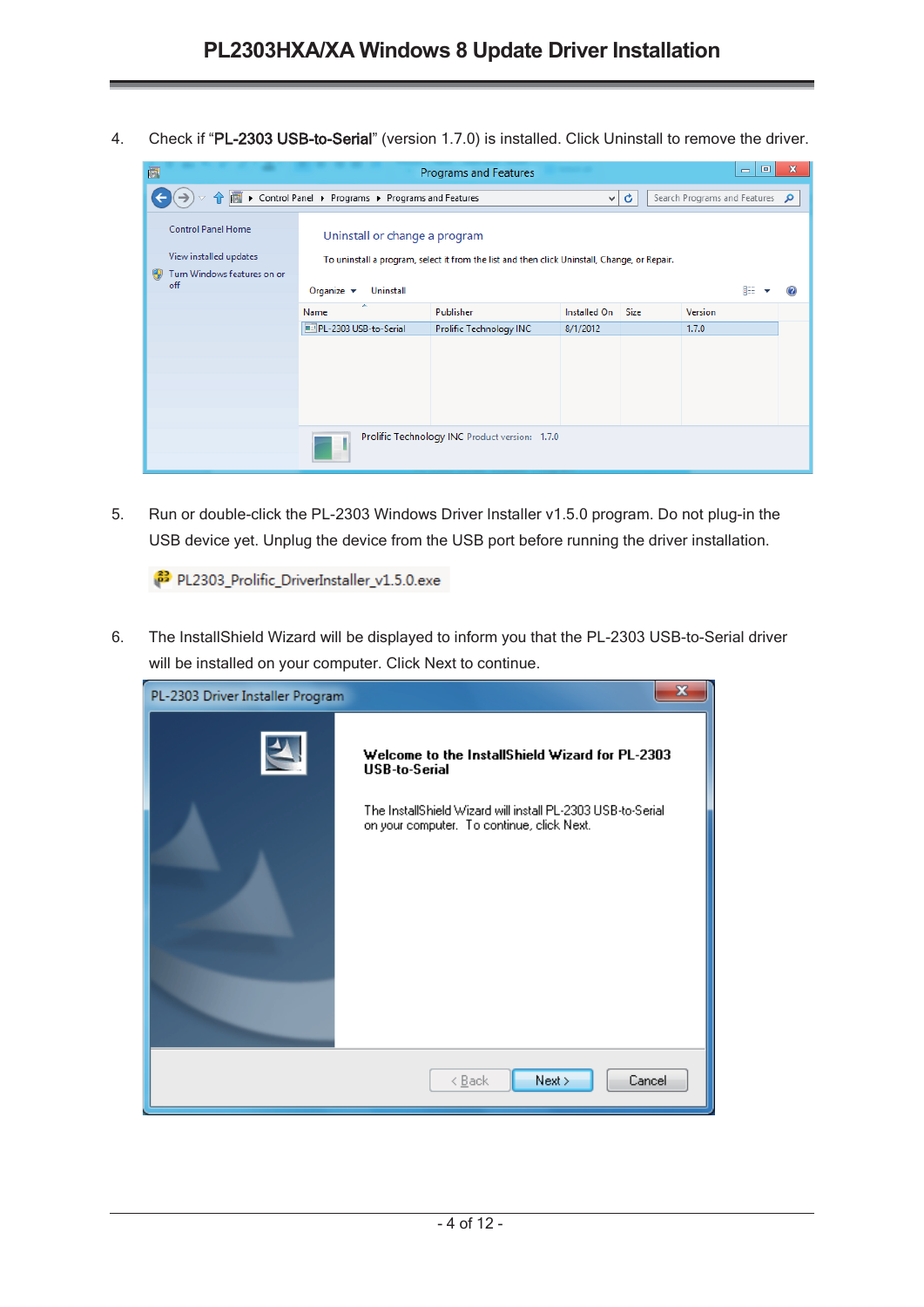4. Check if "**PL-2303 USB-to-Serial**" (version 1.7.0) is installed. Click Uninstall to remove the driver.

5. Run or double-click the PL-2303 Windows Driver Installer v1.5.0 program. Do not plug-in the USB device yet. Unplug the device from the USB port before running the driver installation.

6. The InstallShield Wizard will be displayed to inform you that the PL-2303 USB-to-Serial driver will be installed on your computer. Click Next to continue.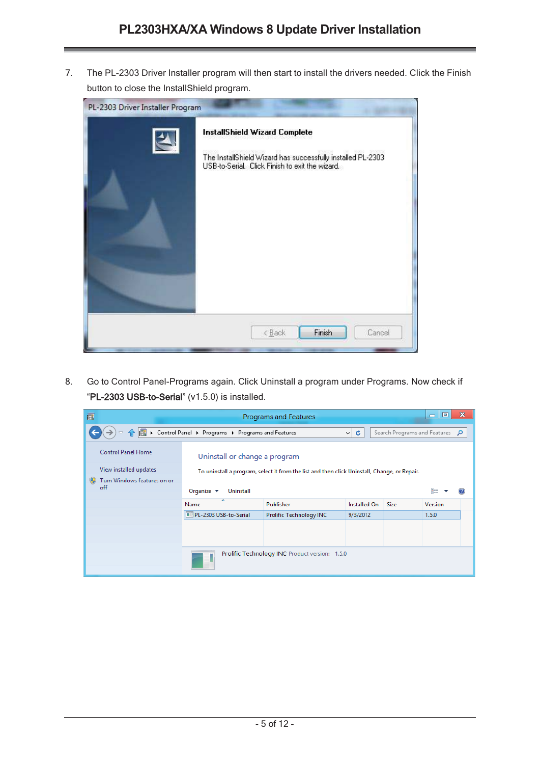7. The PL-2303 Driver Installer program will then start to install the drivers needed. Click the Finish button to close the InstallShield program.

8. Go to Control Panel-Programs again. Click Uninstall a program under Programs. Now check if "**PL-2303 USB-to-Serial**" (v1.5.0) is installed.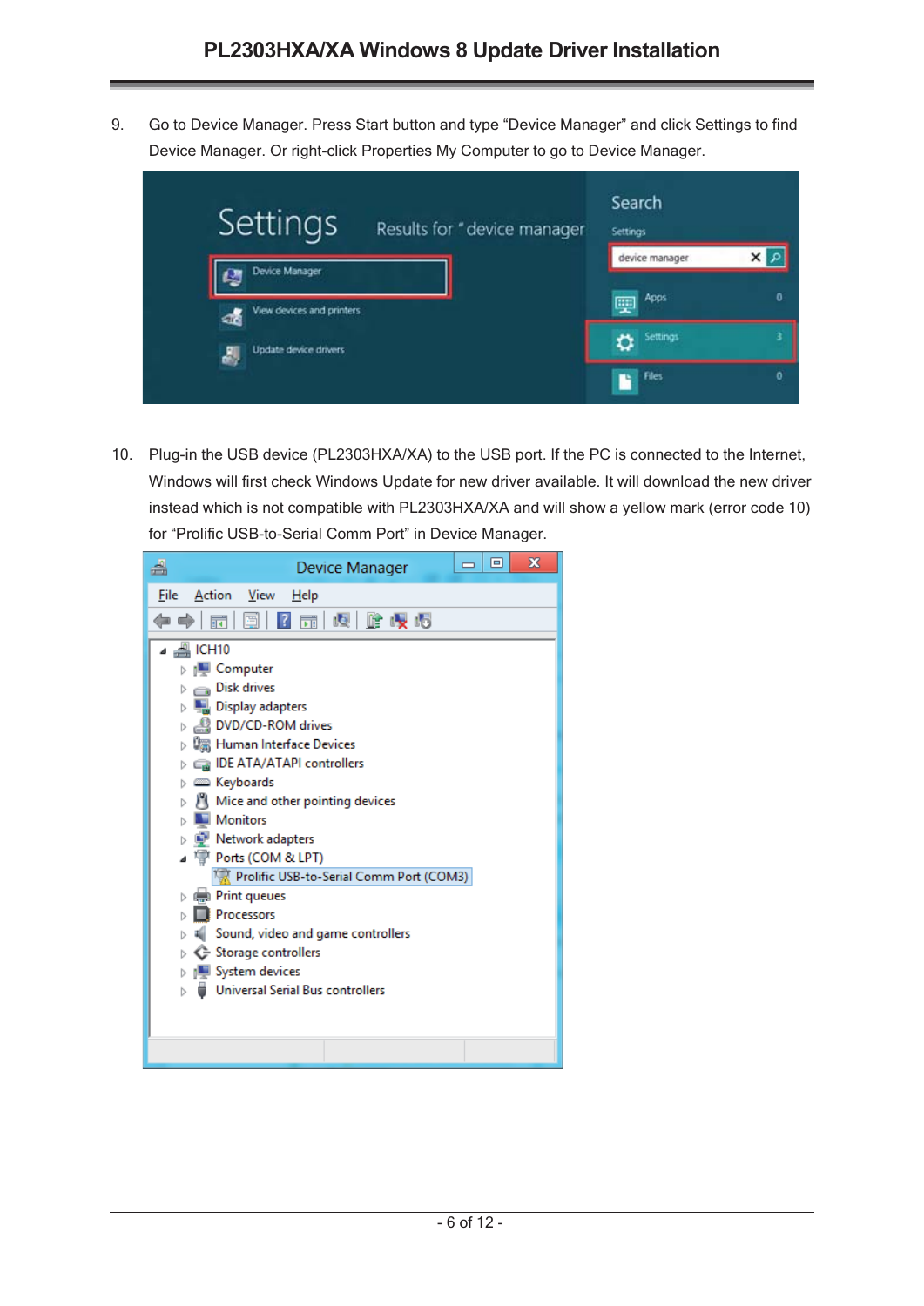9. Go to Device Manager. Press Start button and type “Device Manager” and click Settings to find Device Manager. Or right-click Properties My Computer to go to Device Manager.

10. Plug-in the USB device (PL2303HXA/XA) to the USB port. If the PC is connected to the Internet, Windows will first check Windows Update for new driver available. It will download the new driver instead which is not compatible with PL2303HXA/XA and will show a yellow mark (error code 10) for “Prolific USB-to-Serial Comm Port” in Device Manager.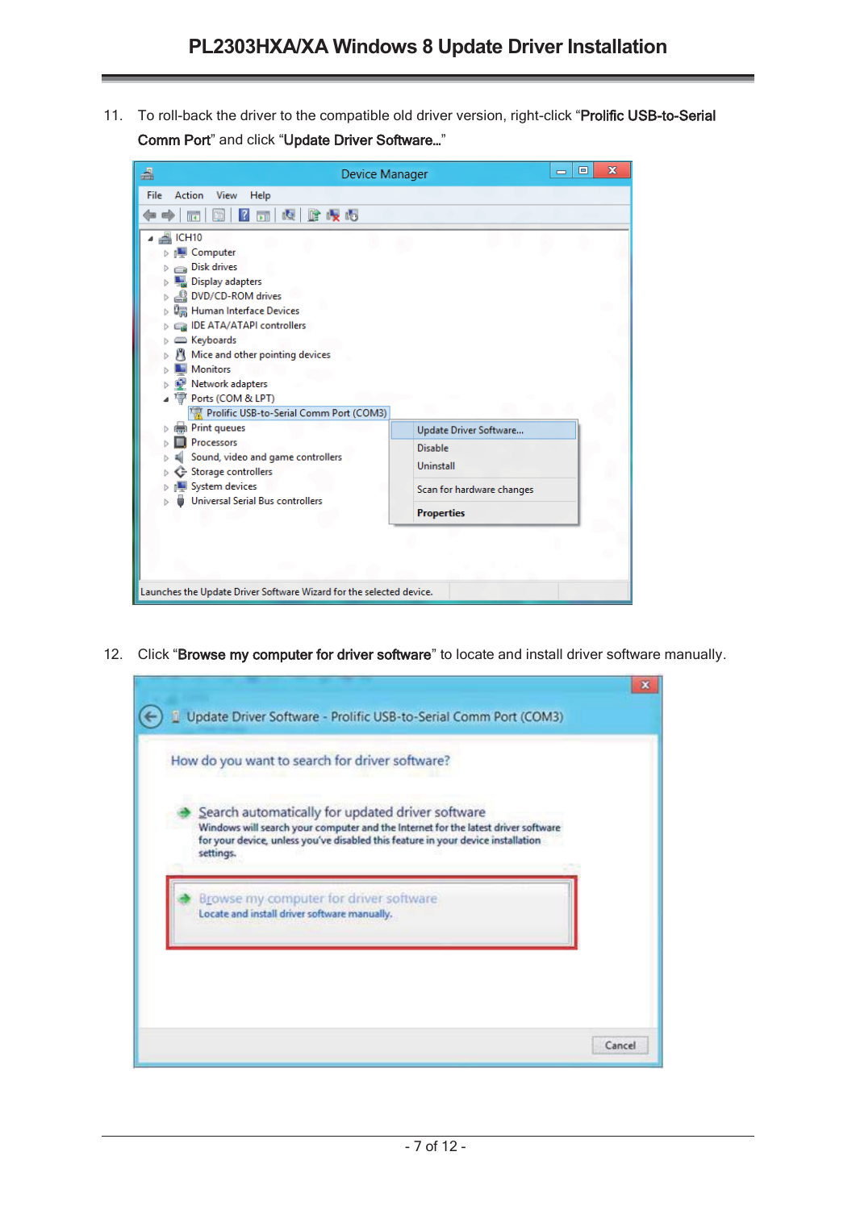11. To roll-back the driver to the compatible old driver version, right-click “**Prolific USB-to-Serial Comm Port**” and click “**Update Driver Software…**”

12. Click “**Browse my computer for driver software**” to locate and install driver software manually.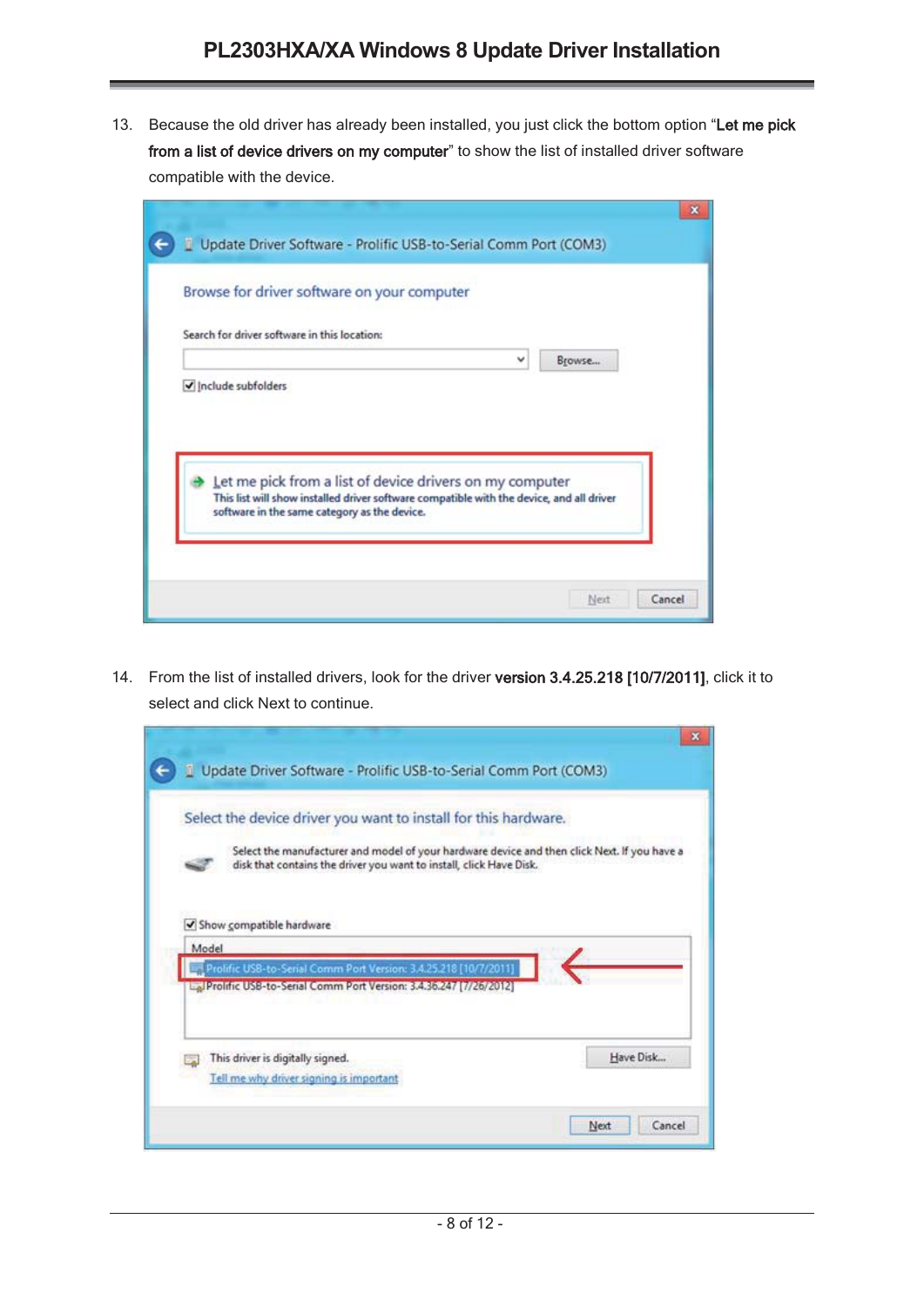13. Because the old driver has already been installed, you just click the bottom option "**Let me pick from a list of device drivers on my computer**" to show the list of installed driver software compatible with the device.

14. From the list of installed drivers, look for the driver **version 3.4.25.218 [10/7/2011]**, click it to select and click Next to continue.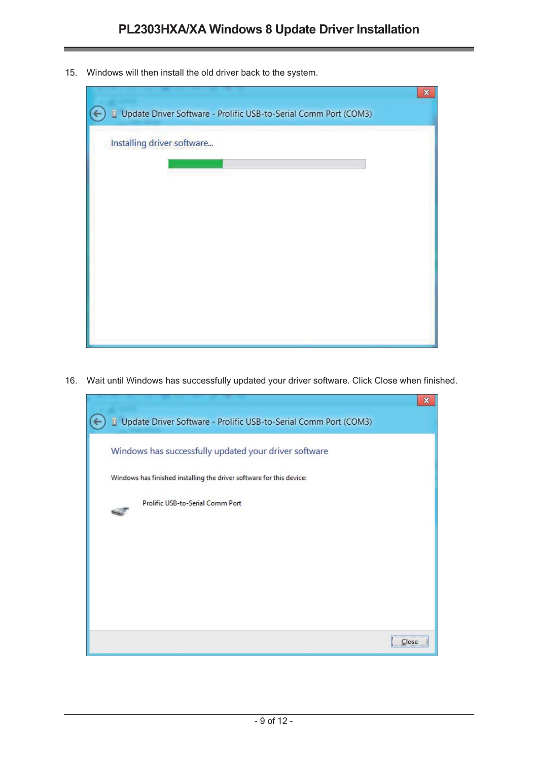15. Windows will then install the old driver back to the system.

16. Wait until Windows has successfully updated your driver software. Click Close when finished.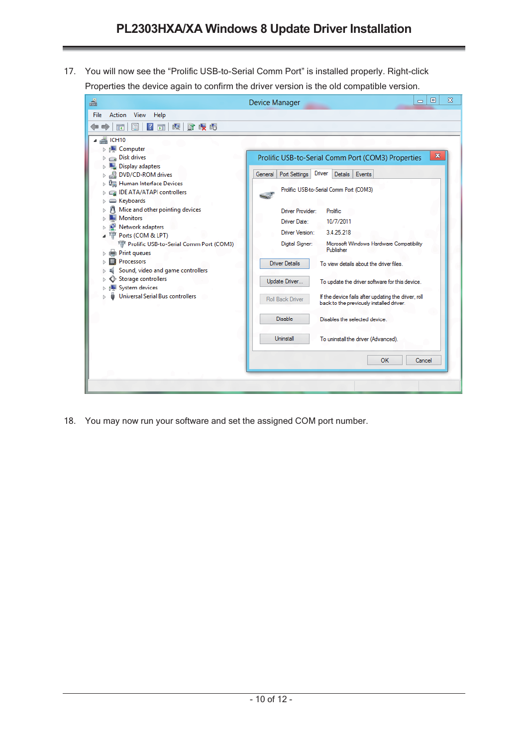17. You will now see the "Prolific USB-to-Serial Comm Port" is installed properly. Right-click Properties the device again to confirm the driver version is the old compatible version.

18. You may now run your software and set the assigned COM port number.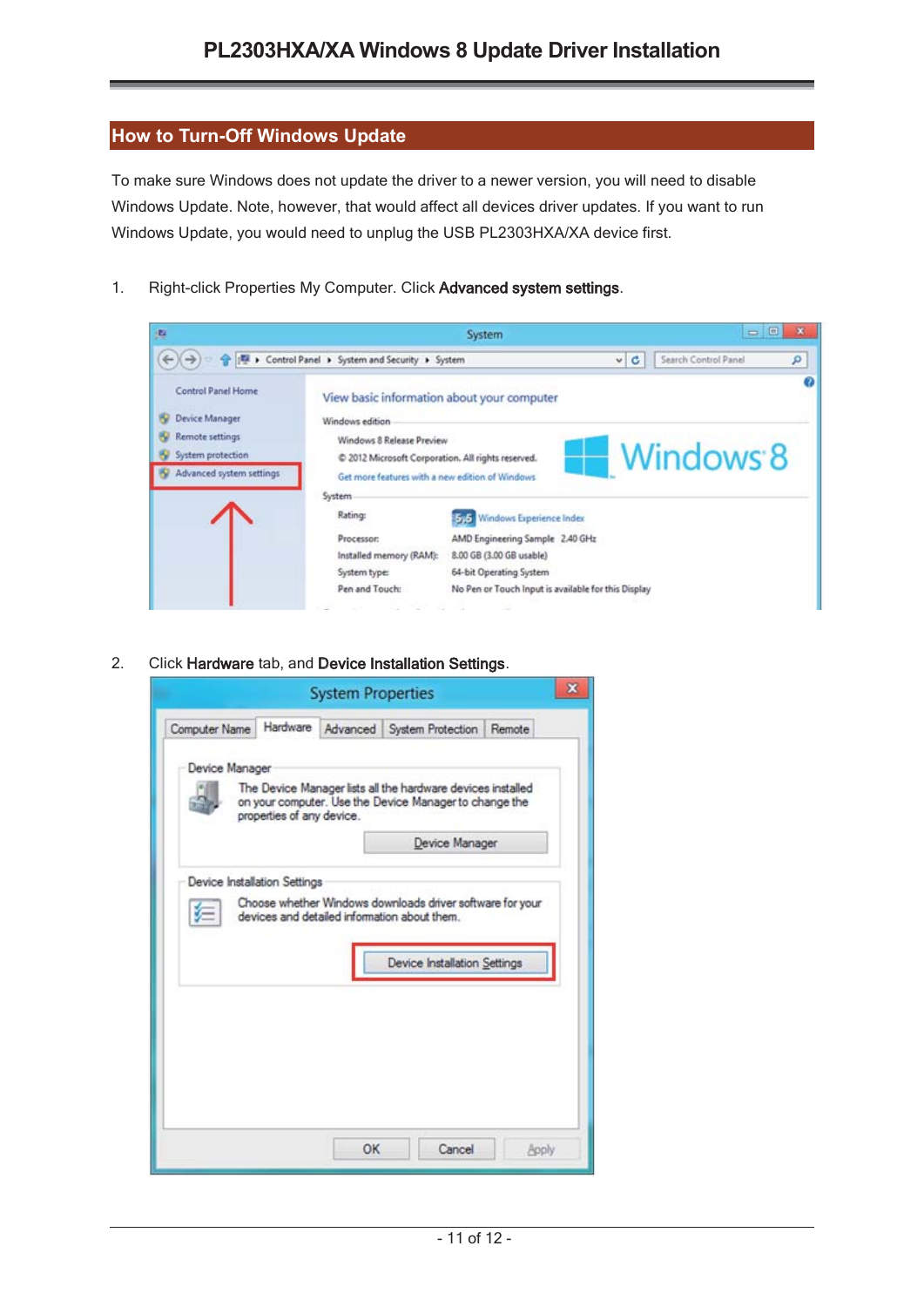## How to Turn-Off Windows Update

To make sure Windows does not update the driver to a newer version, you will need to disable Windows Update. Note, however, that would affect all devices driver updates. If you want to run Windows Update, you would need to unplug the USB PL2303HXA/XA device first.

1. Right-click Properties My Computer. Click **Advanced system settings**.

2. Click **Hardware** tab, and **Device Installation Settings**.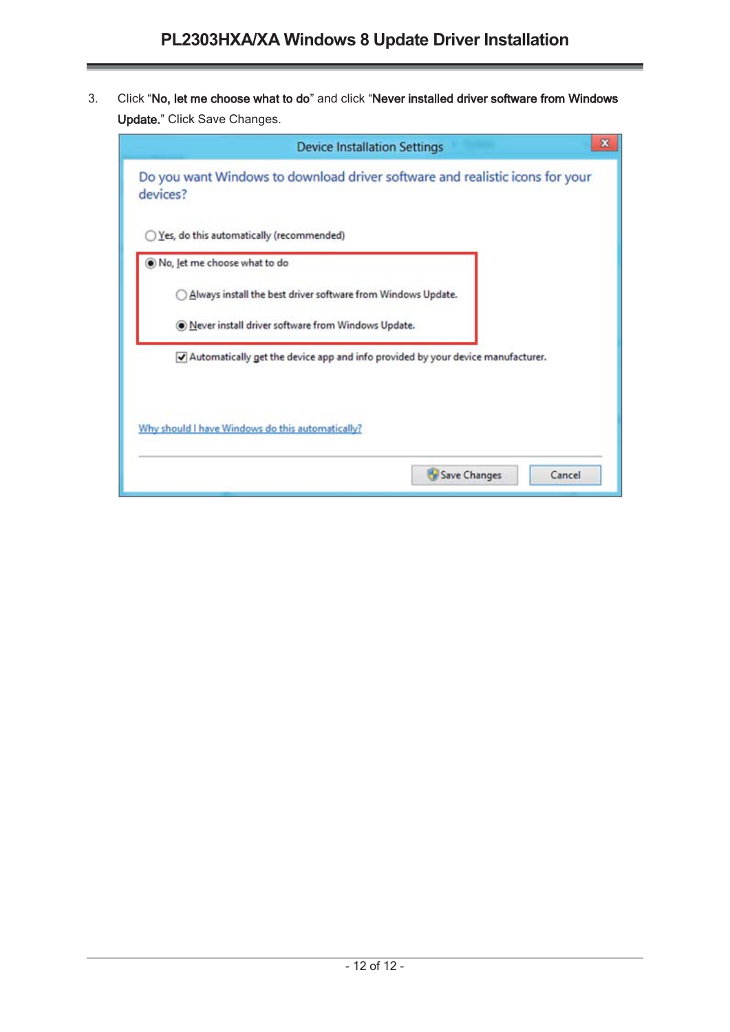3. Click "**No, let me choose what to do**" and click "**Never installed driver software from Windows Update.**" Click Save Changes.